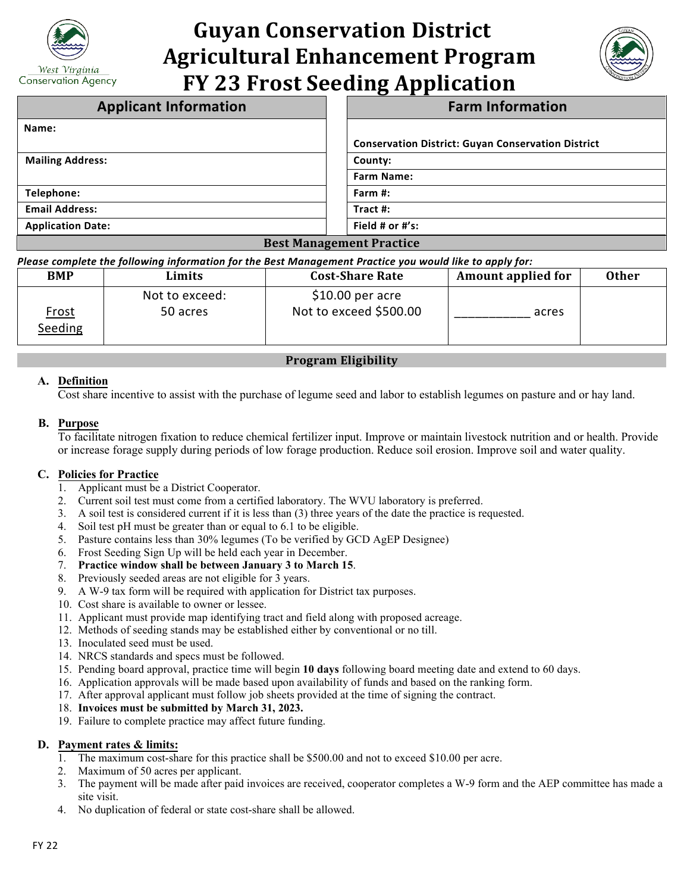# Guyan Conservation District Agricultural Enhancement Program FY 23 Frost Seeding Application

| Applicant Information | Farm Information |
| --- | --- |
| **Name:** | **Conservation District: Guyan Conservation District** |
| **Mailing Address:** | **County:** |
| | **Farm Name:** |
| **Telephone:** | **Farm #:** |
| **Email Address:** | **Tract #:** |
| **Application Date:** | **Field # or #'s:** |

## Best Management Practice

***Please complete the following information for the Best Management Practice you would like to apply for:***

| BMP | Limits | Cost-Share Rate | Amount applied for | Other |
| --- | --- | --- | --- | --- |
| Frost Seeding | Not to exceed: 50 acres | $10.00 per acre Not to exceed $500.00 | ___________ acres | |

## Program Eligibility

**A. Definition**

Cost share incentive to assist with the purchase of legume seed and labor to establish legumes on pasture and or hay land.

**B. Purpose**

To facilitate nitrogen fixation to reduce chemical fertilizer input. Improve or maintain livestock nutrition and or health. Provide or increase forage supply during periods of low forage production. Reduce soil erosion. Improve soil and water quality.

**C. Policies for Practice**

1. Applicant must be a District Cooperator.
2. Current soil test must come from a certified laboratory. The WVU laboratory is preferred.
3. A soil test is considered current if it is less than (3) three years of the date the practice is requested.
4. Soil test pH must be greater than or equal to 6.1 to be eligible.
5. Pasture contains less than 30% legumes (To be verified by GCD AgEP Designee)
6. Frost Seeding Sign Up will be held each year in December.
7. **Practice window shall be between January 3 to March 15**.
8. Previously seeded areas are not eligible for 3 years.
9. A W-9 tax form will be required with application for District tax purposes.
10. Cost share is available to owner or lessee.
11. Applicant must provide map identifying tract and field along with proposed acreage.
12. Methods of seeding stands may be established either by conventional or no till.
13. Inoculated seed must be used.
14. NRCS standards and specs must be followed.
15. Pending board approval, practice time will begin **10 days** following board meeting date and extend to 60 days.
16. Application approvals will be made based upon availability of funds and based on the ranking form.
17. After approval applicant must follow job sheets provided at the time of signing the contract.
18. **Invoices must be submitted by March 31, 2023.**
19. Failure to complete practice may affect future funding.

**D. Payment rates & limits:**

1. The maximum cost-share for this practice shall be $500.00 and not to exceed $10.00 per acre.
2. Maximum of 50 acres per applicant.
3. The payment will be made after paid invoices are received, cooperator completes a W-9 form and the AEP committee has made a site visit.
4. No duplication of federal or state cost-share shall be allowed.

FY 22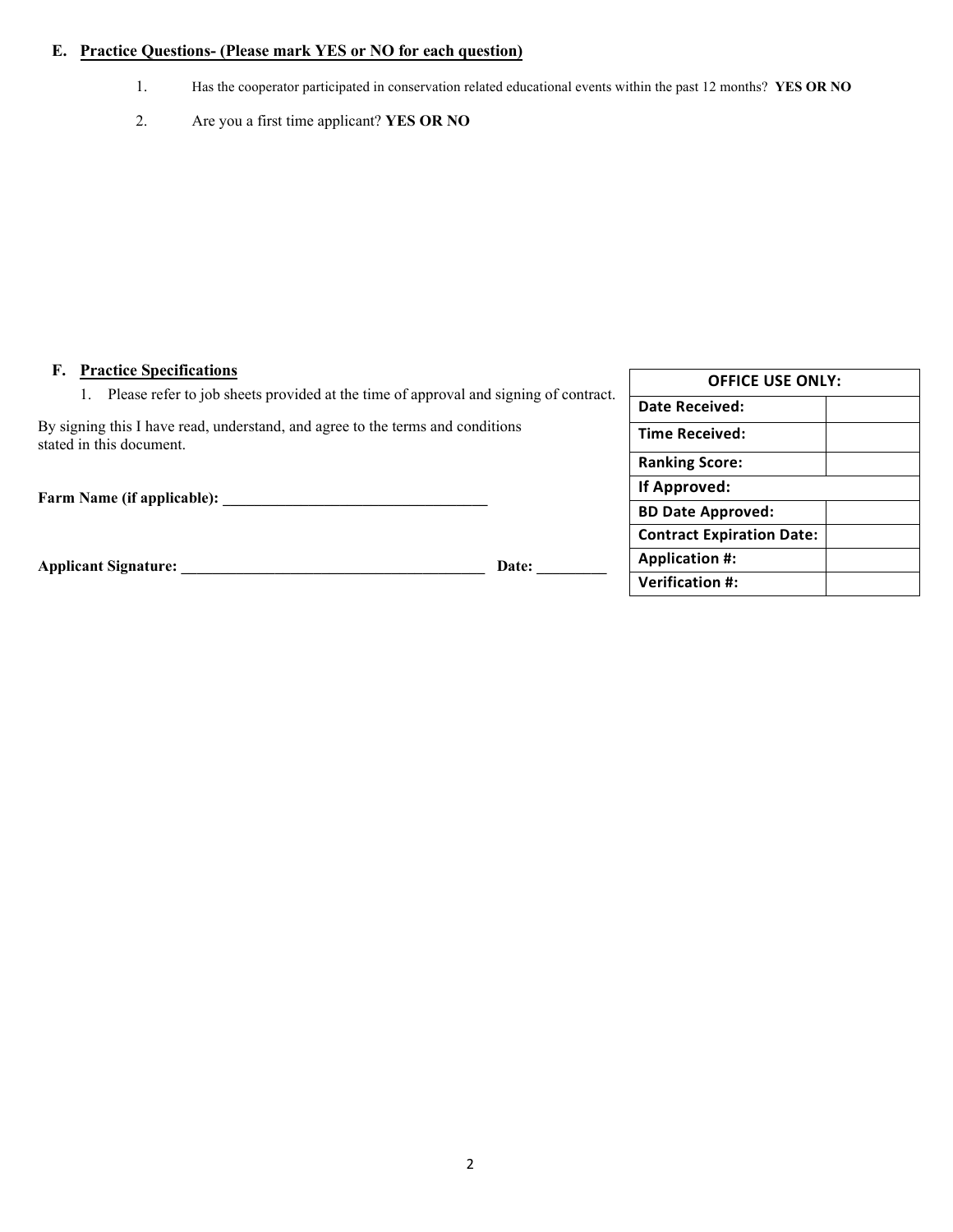## E. Practice Questions- (Please mark YES or NO for each question)

1. Has the cooperator participated in conservation related educational events within the past 12 months? **YES OR NO**
2. Are you a first time applicant? **YES OR NO**

## F. Practice Specifications

1. Please refer to job sheets provided at the time of approval and signing of contract.

By signing this I have read, understand, and agree to the terms and conditions stated in this document.

**Farm Name (if applicable): ___________________________________**

**Applicant Signature: _________________________________________ Date: _________**

| OFFICE USE ONLY: | |
|---|---|
| **Date Received:** | |
| **Time Received:** | |
| **Ranking Score:** | |
| **If Approved:** | |
| **BD Date Approved:** | |
| **Contract Expiration Date:** | |
| **Application #:** | |
| **Verification #:** | |